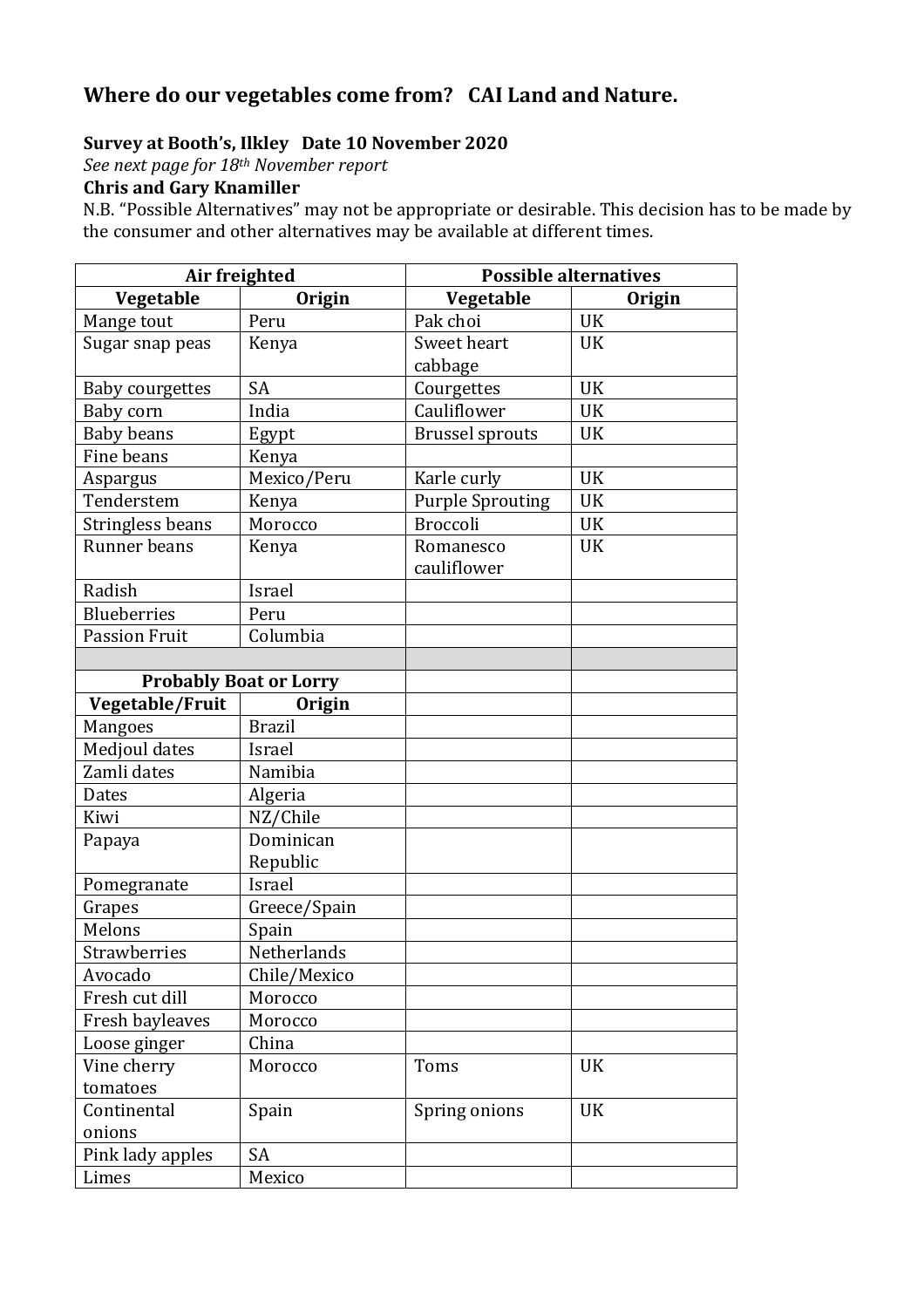## Where do our vegetables come from? CAI Land and Nature.

**Survey at Booth's, Ilkley Date 10 November 2020**

*See next page for 18th November report*

**Chris and Gary Knamiller**

N.B. "Possible Alternatives" may not be appropriate or desirable. This decision has to be made by the consumer and other alternatives may be available at different times.

| Air freighted | | Possible alternatives | |
|---|---|---|---|
| **Vegetable** | **Origin** | **Vegetable** | **Origin** |
| Mange tout | Peru | Pak choi | UK |
| Sugar snap peas | Kenya | Sweet heart cabbage | UK |
| Baby courgettes | SA | Courgettes | UK |
| Baby corn | India | Cauliflower | UK |
| Baby beans | Egypt | Brussel sprouts | UK |
| Fine beans | Kenya | | |
| Aspargus | Mexico/Peru | Karle curly | UK |
| Tenderstem | Kenya | Purple Sprouting | UK |
| Stringless beans | Morocco | Broccoli | UK |
| Runner beans | Kenya | Romanesco cauliflower | UK |
| Radish | Israel | | |
| Blueberries | Peru | | |
| Passion Fruit | Columbia | | |
| | | | |
| **Probably Boat or Lorry** | | | |
| **Vegetable/Fruit** | **Origin** | | |
| Mangoes | Brazil | | |
| Medjoul dates | Israel | | |
| Zamli dates | Namibia | | |
| Dates | Algeria | | |
| Kiwi | NZ/Chile | | |
| Papaya | Dominican Republic | | |
| Pomegranate | Israel | | |
| Grapes | Greece/Spain | | |
| Melons | Spain | | |
| Strawberries | Netherlands | | |
| Avocado | Chile/Mexico | | |
| Fresh cut dill | Morocco | | |
| Fresh bayleaves | Morocco | | |
| Loose ginger | China | | |
| Vine cherry tomatoes | Morocco | Toms | UK |
| Continental onions | Spain | Spring onions | UK |
| Pink lady apples | SA | | |
| Limes | Mexico | | |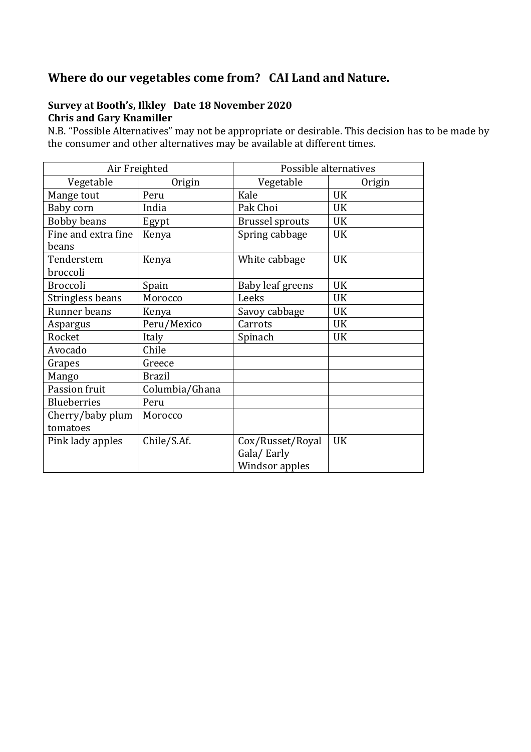## Where do our vegetables come from? CAI Land and Nature.

**Survey at Booth's, Ilkley Date 18 November 2020**
**Chris and Gary Knamiller**

N.B. "Possible Alternatives" may not be appropriate or desirable. This decision has to be made by the consumer and other alternatives may be available at different times.

| Air Freighted | | Possible alternatives | |
|---|---|---|---|
| Vegetable | Origin | Vegetable | Origin |
| Mange tout | Peru | Kale | UK |
| Baby corn | India | Pak Choi | UK |
| Bobby beans | Egypt | Brussel sprouts | UK |
| Fine and extra fine beans | Kenya | Spring cabbage | UK |
| Tenderstem broccoli | Kenya | White cabbage | UK |
| Broccoli | Spain | Baby leaf greens | UK |
| Stringless beans | Morocco | Leeks | UK |
| Runner beans | Kenya | Savoy cabbage | UK |
| Aspargus | Peru/Mexico | Carrots | UK |
| Rocket | Italy | Spinach | UK |
| Avocado | Chile | | |
| Grapes | Greece | | |
| Mango | Brazil | | |
| Passion fruit | Columbia/Ghana | | |
| Blueberries | Peru | | |
| Cherry/baby plum tomatoes | Morocco | | |
| Pink lady apples | Chile/S.Af. | Cox/Russet/Royal Gala/ Early Windsor apples | UK |